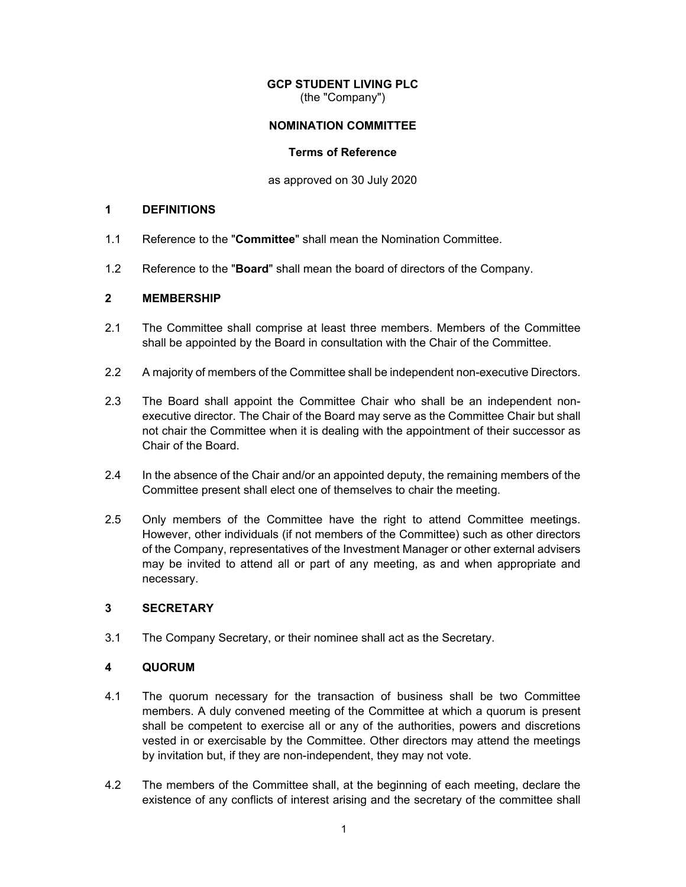**GCP STUDENT LIVING PLC**
(the "Company")

**NOMINATION COMMITTEE**

**Terms of Reference**

as approved on 30 July 2020

## 1 DEFINITIONS

1.1 Reference to the "**Committee**" shall mean the Nomination Committee.

1.2 Reference to the "**Board**" shall mean the board of directors of the Company.

## 2 MEMBERSHIP

2.1 The Committee shall comprise at least three members. Members of the Committee shall be appointed by the Board in consultation with the Chair of the Committee.

2.2 A majority of members of the Committee shall be independent non-executive Directors.

2.3 The Board shall appoint the Committee Chair who shall be an independent non-executive director. The Chair of the Board may serve as the Committee Chair but shall not chair the Committee when it is dealing with the appointment of their successor as Chair of the Board.

2.4 In the absence of the Chair and/or an appointed deputy, the remaining members of the Committee present shall elect one of themselves to chair the meeting.

2.5 Only members of the Committee have the right to attend Committee meetings. However, other individuals (if not members of the Committee) such as other directors of the Company, representatives of the Investment Manager or other external advisers may be invited to attend all or part of any meeting, as and when appropriate and necessary.

## 3 SECRETARY

3.1 The Company Secretary, or their nominee shall act as the Secretary.

## 4 QUORUM

4.1 The quorum necessary for the transaction of business shall be two Committee members. A duly convened meeting of the Committee at which a quorum is present shall be competent to exercise all or any of the authorities, powers and discretions vested in or exercisable by the Committee. Other directors may attend the meetings by invitation but, if they are non-independent, they may not vote.

4.2 The members of the Committee shall, at the beginning of each meeting, declare the existence of any conflicts of interest arising and the secretary of the committee shall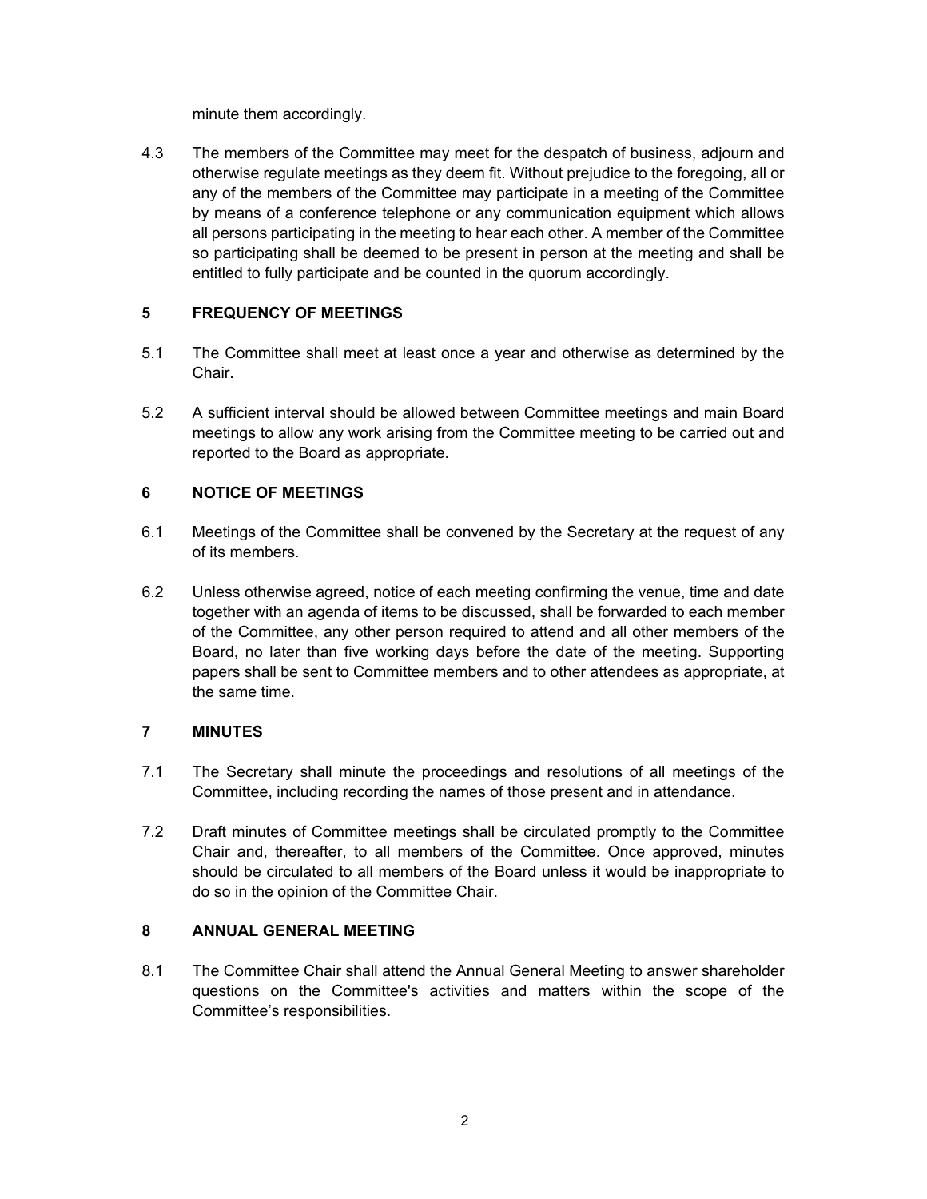minute them accordingly.

4.3 The members of the Committee may meet for the despatch of business, adjourn and otherwise regulate meetings as they deem fit. Without prejudice to the foregoing, all or any of the members of the Committee may participate in a meeting of the Committee by means of a conference telephone or any communication equipment which allows all persons participating in the meeting to hear each other. A member of the Committee so participating shall be deemed to be present in person at the meeting and shall be entitled to fully participate and be counted in the quorum accordingly.

## 5 FREQUENCY OF MEETINGS

5.1 The Committee shall meet at least once a year and otherwise as determined by the Chair.

5.2 A sufficient interval should be allowed between Committee meetings and main Board meetings to allow any work arising from the Committee meeting to be carried out and reported to the Board as appropriate.

## 6 NOTICE OF MEETINGS

6.1 Meetings of the Committee shall be convened by the Secretary at the request of any of its members.

6.2 Unless otherwise agreed, notice of each meeting confirming the venue, time and date together with an agenda of items to be discussed, shall be forwarded to each member of the Committee, any other person required to attend and all other members of the Board, no later than five working days before the date of the meeting. Supporting papers shall be sent to Committee members and to other attendees as appropriate, at the same time.

## 7 MINUTES

7.1 The Secretary shall minute the proceedings and resolutions of all meetings of the Committee, including recording the names of those present and in attendance.

7.2 Draft minutes of Committee meetings shall be circulated promptly to the Committee Chair and, thereafter, to all members of the Committee. Once approved, minutes should be circulated to all members of the Board unless it would be inappropriate to do so in the opinion of the Committee Chair.

## 8 ANNUAL GENERAL MEETING

8.1 The Committee Chair shall attend the Annual General Meeting to answer shareholder questions on the Committee's activities and matters within the scope of the Committee's responsibilities.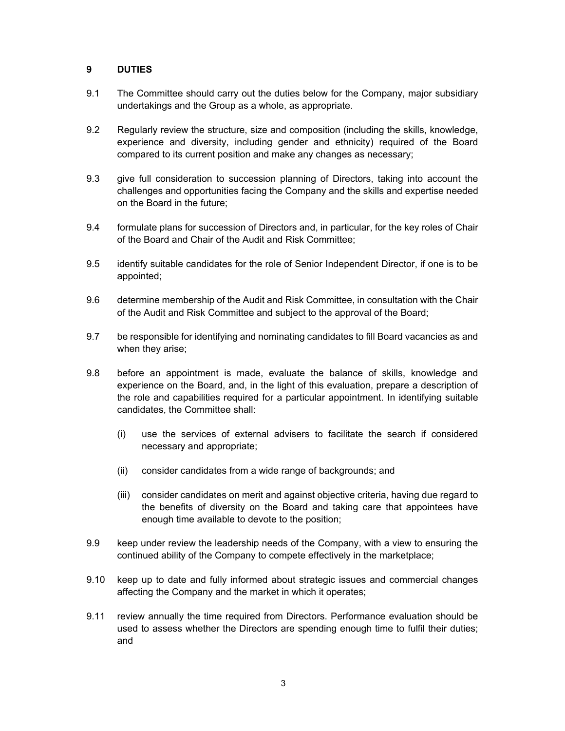## 9 DUTIES

9.1 The Committee should carry out the duties below for the Company, major subsidiary undertakings and the Group as a whole, as appropriate.

9.2 Regularly review the structure, size and composition (including the skills, knowledge, experience and diversity, including gender and ethnicity) required of the Board compared to its current position and make any changes as necessary;

9.3 give full consideration to succession planning of Directors, taking into account the challenges and opportunities facing the Company and the skills and expertise needed on the Board in the future;

9.4 formulate plans for succession of Directors and, in particular, for the key roles of Chair of the Board and Chair of the Audit and Risk Committee;

9.5 identify suitable candidates for the role of Senior Independent Director, if one is to be appointed;

9.6 determine membership of the Audit and Risk Committee, in consultation with the Chair of the Audit and Risk Committee and subject to the approval of the Board;

9.7 be responsible for identifying and nominating candidates to fill Board vacancies as and when they arise;

9.8 before an appointment is made, evaluate the balance of skills, knowledge and experience on the Board, and, in the light of this evaluation, prepare a description of the role and capabilities required for a particular appointment. In identifying suitable candidates, the Committee shall:

   (i) use the services of external advisers to facilitate the search if considered necessary and appropriate;

   (ii) consider candidates from a wide range of backgrounds; and

   (iii) consider candidates on merit and against objective criteria, having due regard to the benefits of diversity on the Board and taking care that appointees have enough time available to devote to the position;

9.9 keep under review the leadership needs of the Company, with a view to ensuring the continued ability of the Company to compete effectively in the marketplace;

9.10 keep up to date and fully informed about strategic issues and commercial changes affecting the Company and the market in which it operates;

9.11 review annually the time required from Directors. Performance evaluation should be used to assess whether the Directors are spending enough time to fulfil their duties; and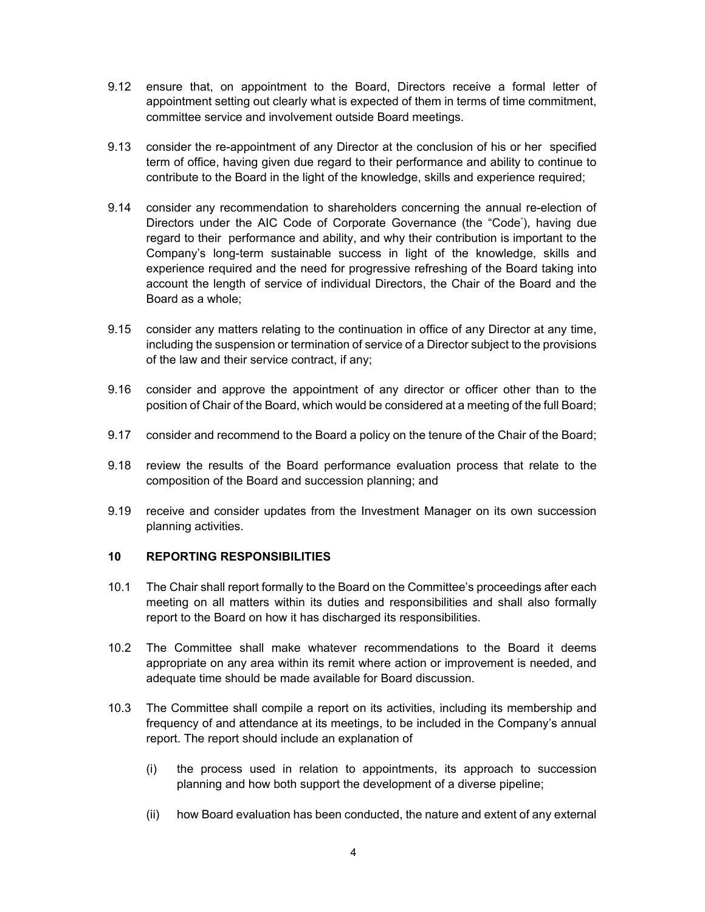9.12 ensure that, on appointment to the Board, Directors receive a formal letter of appointment setting out clearly what is expected of them in terms of time commitment, committee service and involvement outside Board meetings.

9.13 consider the re-appointment of any Director at the conclusion of his or her specified term of office, having given due regard to their performance and ability to continue to contribute to the Board in the light of the knowledge, skills and experience required;

9.14 consider any recommendation to shareholders concerning the annual re-election of Directors under the AIC Code of Corporate Governance (the "Code"), having due regard to their performance and ability, and why their contribution is important to the Company's long-term sustainable success in light of the knowledge, skills and experience required and the need for progressive refreshing of the Board taking into account the length of service of individual Directors, the Chair of the Board and the Board as a whole;

9.15 consider any matters relating to the continuation in office of any Director at any time, including the suspension or termination of service of a Director subject to the provisions of the law and their service contract, if any;

9.16 consider and approve the appointment of any director or officer other than to the position of Chair of the Board, which would be considered at a meeting of the full Board;

9.17 consider and recommend to the Board a policy on the tenure of the Chair of the Board;

9.18 review the results of the Board performance evaluation process that relate to the composition of the Board and succession planning; and

9.19 receive and consider updates from the Investment Manager on its own succession planning activities.

## 10 REPORTING RESPONSIBILITIES

10.1 The Chair shall report formally to the Board on the Committee's proceedings after each meeting on all matters within its duties and responsibilities and shall also formally report to the Board on how it has discharged its responsibilities.

10.2 The Committee shall make whatever recommendations to the Board it deems appropriate on any area within its remit where action or improvement is needed, and adequate time should be made available for Board discussion.

10.3 The Committee shall compile a report on its activities, including its membership and frequency of and attendance at its meetings, to be included in the Company's annual report. The report should include an explanation of

(i) the process used in relation to appointments, its approach to succession planning and how both support the development of a diverse pipeline;

(ii) how Board evaluation has been conducted, the nature and extent of any external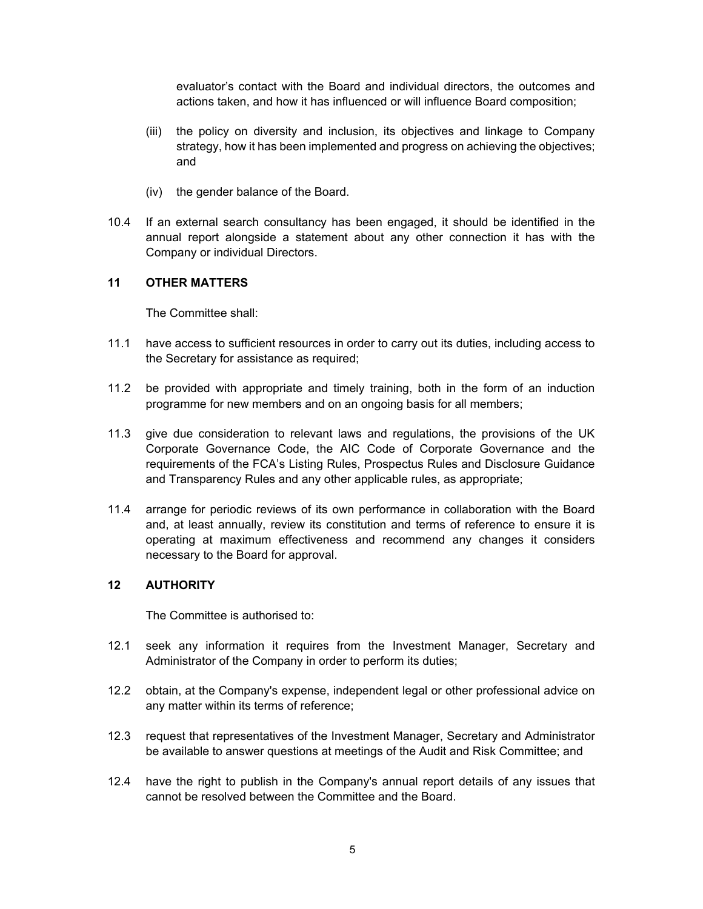evaluator's contact with the Board and individual directors, the outcomes and actions taken, and how it has influenced or will influence Board composition;

(iii) the policy on diversity and inclusion, its objectives and linkage to Company strategy, how it has been implemented and progress on achieving the objectives; and

(iv) the gender balance of the Board.

10.4 If an external search consultancy has been engaged, it should be identified in the annual report alongside a statement about any other connection it has with the Company or individual Directors.

## 11 OTHER MATTERS

The Committee shall:

11.1 have access to sufficient resources in order to carry out its duties, including access to the Secretary for assistance as required;

11.2 be provided with appropriate and timely training, both in the form of an induction programme for new members and on an ongoing basis for all members;

11.3 give due consideration to relevant laws and regulations, the provisions of the UK Corporate Governance Code, the AIC Code of Corporate Governance and the requirements of the FCA's Listing Rules, Prospectus Rules and Disclosure Guidance and Transparency Rules and any other applicable rules, as appropriate;

11.4 arrange for periodic reviews of its own performance in collaboration with the Board and, at least annually, review its constitution and terms of reference to ensure it is operating at maximum effectiveness and recommend any changes it considers necessary to the Board for approval.

## 12 AUTHORITY

The Committee is authorised to:

12.1 seek any information it requires from the Investment Manager, Secretary and Administrator of the Company in order to perform its duties;

12.2 obtain, at the Company's expense, independent legal or other professional advice on any matter within its terms of reference;

12.3 request that representatives of the Investment Manager, Secretary and Administrator be available to answer questions at meetings of the Audit and Risk Committee; and

12.4 have the right to publish in the Company's annual report details of any issues that cannot be resolved between the Committee and the Board.